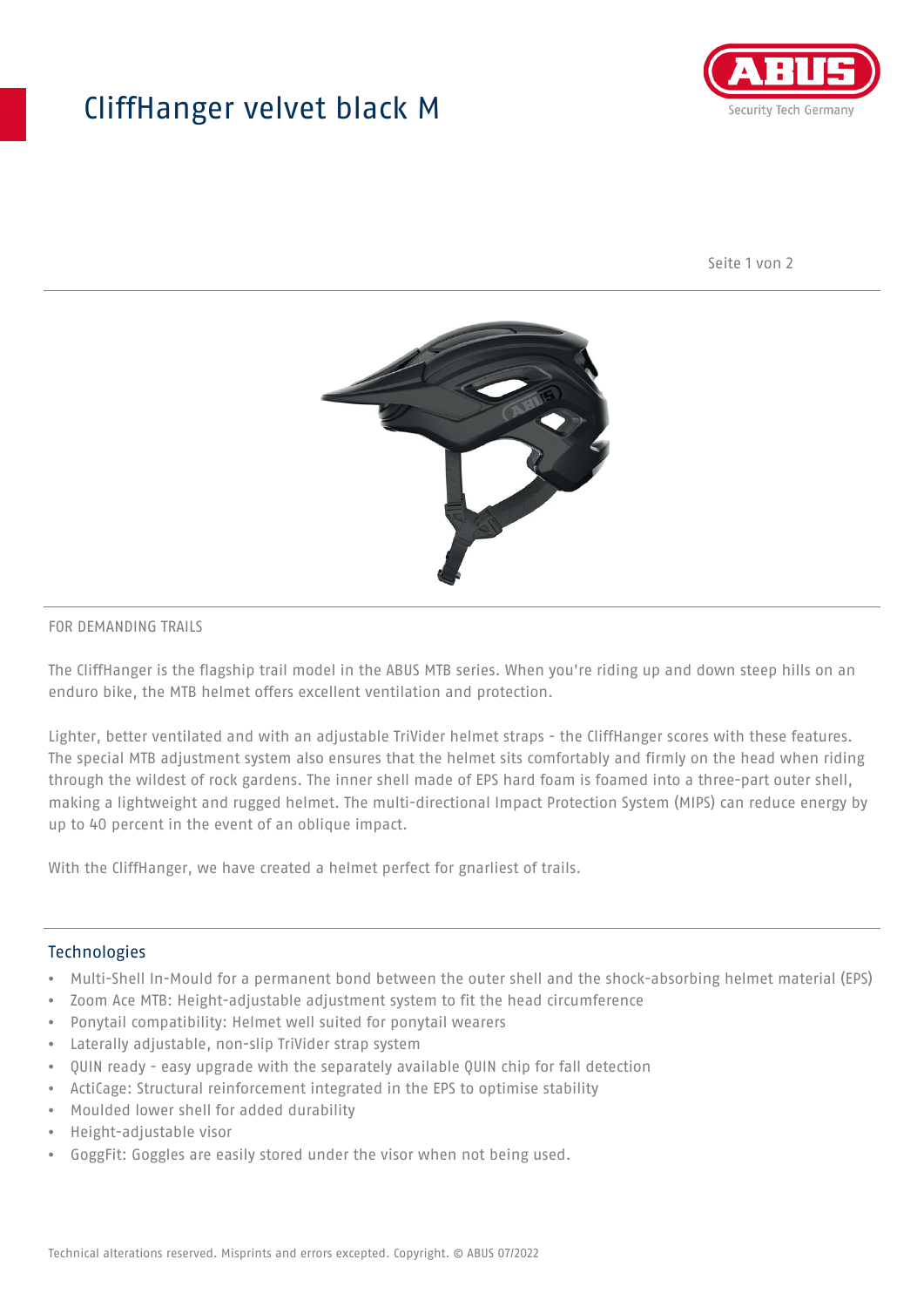# CliffHanger velvet black M

FOR DEMANDING TRAILS

The CliffHanger is the flagship trail model in the ABUS MTB series. When you're riding up and down steep hills on an enduro bike, the MTB helmet offers excellent ventilation and protection.

Lighter, better ventilated and with an adjustable TriVider helmet straps - the CliffHanger scores with these features. The special MTB adjustment system also ensures that the helmet sits comfortably and firmly on the head when riding through the wildest of rock gardens. The inner shell made of EPS hard foam is foamed into a three-part outer shell, making a lightweight and rugged helmet. The multi-directional Impact Protection System (MIPS) can reduce energy by up to 40 percent in the event of an oblique impact.

With the CliffHanger, we have created a helmet perfect for gnarliest of trails.

## Technologies

- Multi-Shell In-Mould for a permanent bond between the outer shell and the shock-absorbing helmet material (EPS)
- Zoom Ace MTB: Height-adjustable adjustment system to fit the head circumference
- Ponytail compatibility: Helmet well suited for ponytail wearers
- Laterally adjustable, non-slip TriVider strap system
- QUIN ready - easy upgrade with the separately available QUIN chip for fall detection
- ActiCage: Structural reinforcement integrated in the EPS to optimise stability
- Moulded lower shell for added durability
- Height-adjustable visor
- GoggFit: Goggles are easily stored under the visor when not being used.

Technical alterations reserved. Misprints and errors excepted. Copyright. © ABUS 07/2022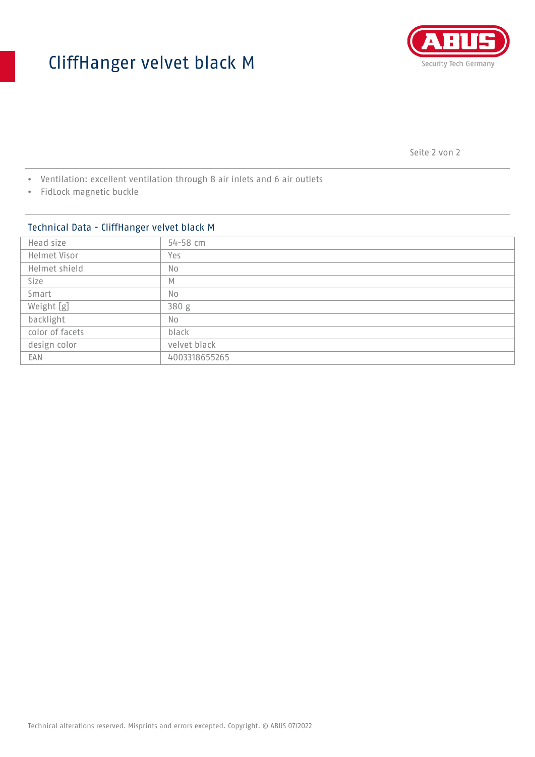- Ventilation: excellent ventilation through 8 air inlets and 6 air outlets
- FidLock magnetic buckle

## Technical Data - CliffHanger velvet black M

| | |
|---|---|
| Head size | 54-58 cm |
| Helmet Visor | Yes |
| Helmet shield | No |
| Size | M |
| Smart | No |
| Weight [g] | 380 g |
| backlight | No |
| color of facets | black |
| design color | velvet black |
| EAN | 4003318655265 |

Technical alterations reserved. Misprints and errors excepted. Copyright. © ABUS 07/2022